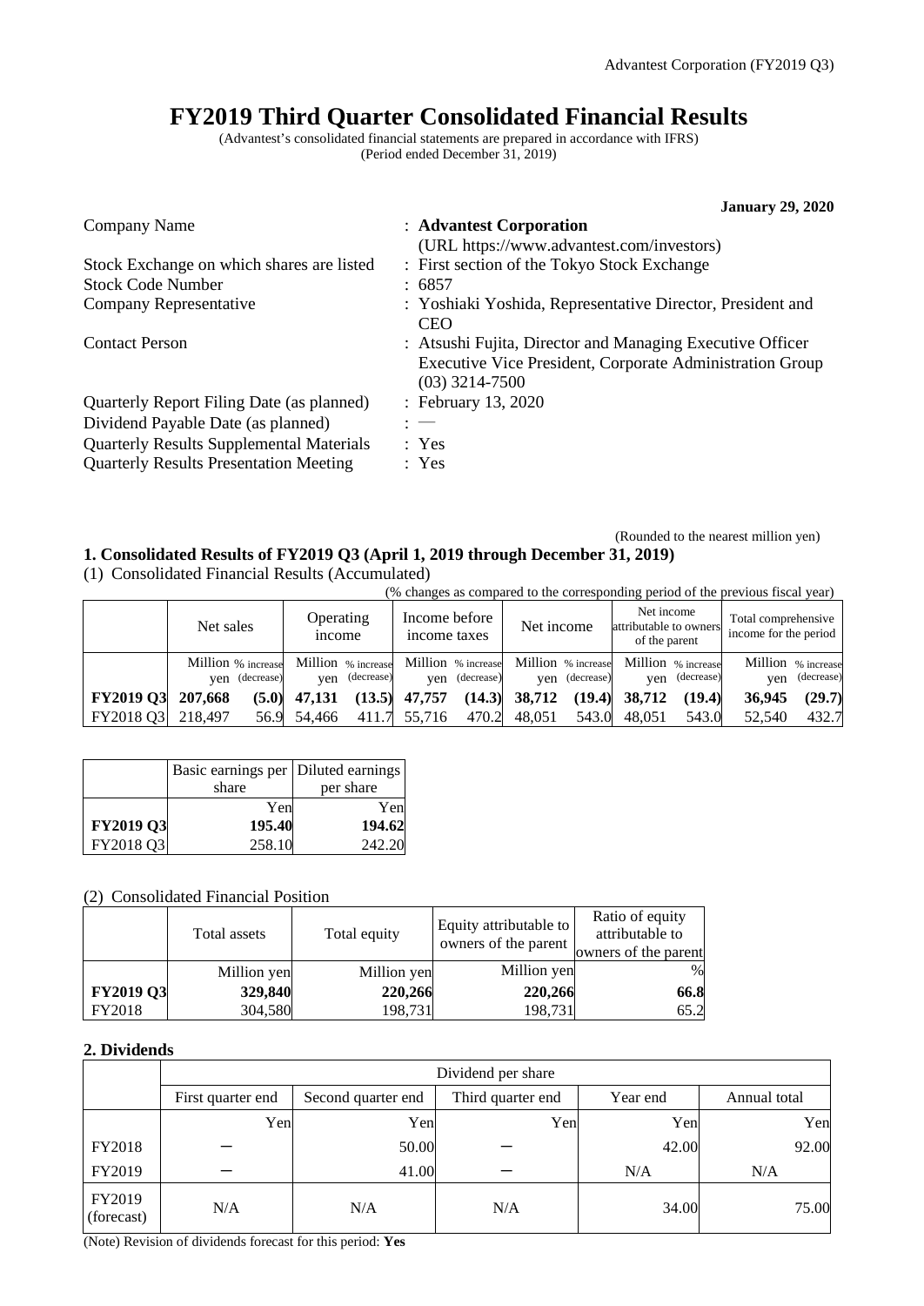# FY2019 Third Quarter Consolidated Financial Results

(Advantest's consolidated financial statements are prepared in accordance with IFRS)
(Period ended December 31, 2019)

**January 29, 2020**

| | |
|---|---|
| Company Name | : **Advantest Corporation** (URL https://www.advantest.com/investors) |
| Stock Exchange on which shares are listed | : First section of the Tokyo Stock Exchange |
| Stock Code Number | : 6857 |
| Company Representative | : Yoshiaki Yoshida, Representative Director, President and CEO |
| Contact Person | : Atsushi Fujita, Director and Managing Executive Officer Executive Vice President, Corporate Administration Group (03) 3214-7500 |
| Quarterly Report Filing Date (as planned) | : February 13, 2020 |
| Dividend Payable Date (as planned) | : — |
| Quarterly Results Supplemental Materials | : Yes |
| Quarterly Results Presentation Meeting | : Yes |

(Rounded to the nearest million yen)

## 1. Consolidated Results of FY2019 Q3 (April 1, 2019 through December 31, 2019)

(1) Consolidated Financial Results (Accumulated)

(% changes as compared to the corresponding period of the previous fiscal year)

| | Net sales | | Operating income | | Income before income taxes | | Net income | | Net income attributable to owners of the parent | | Total comprehensive income for the period | |
|---|---|---|---|---|---|---|---|---|---|---|---|---|
| | Million yen | % increase (decrease) | Million yen | % increase (decrease) | Million yen | % increase (decrease) | Million yen | % increase (decrease) | Million yen | % increase (decrease) | Million yen | % increase (decrease) |
| **FY2019 Q3** | **207,668** | **(5.0)** | **47,131** | **(13.5)** | **47,757** | **(14.3)** | **38,712** | **(19.4)** | **38,712** | **(19.4)** | **36,945** | **(29.7)** |
| FY2018 Q3 | 218,497 | 56.9 | 54,466 | 411.7 | 55,716 | 470.2 | 48,051 | 543.0 | 48,051 | 543.0 | 52,540 | 432.7 |

| | Basic earnings per share | Diluted earnings per share |
|---|---|---|
| | Yen | Yen |
| **FY2019 Q3** | **195.40** | **194.62** |
| FY2018 Q3 | 258.10 | 242.20 |

(2) Consolidated Financial Position

| | Total assets | Total equity | Equity attributable to owners of the parent | Ratio of equity attributable to owners of the parent |
|---|---|---|---|---|
| | Million yen | Million yen | Million yen | % |
| **FY2019 Q3** | **329,840** | **220,266** | **220,266** | **66.8** |
| FY2018 | 304,580 | 198,731 | 198,731 | 65.2 |

## 2. Dividends

| | Dividend per share | | | | |
|---|---|---|---|---|---|
| | First quarter end | Second quarter end | Third quarter end | Year end | Annual total |
| | Yen | Yen | Yen | Yen | Yen |
| FY2018 | ― | 50.00 | ― | 42.00 | 92.00 |
| FY2019 | ― | 41.00 | ― | N/A | N/A |
| FY2019 (forecast) | N/A | N/A | N/A | 34.00 | 75.00 |

(Note) Revision of dividends forecast for this period: **Yes**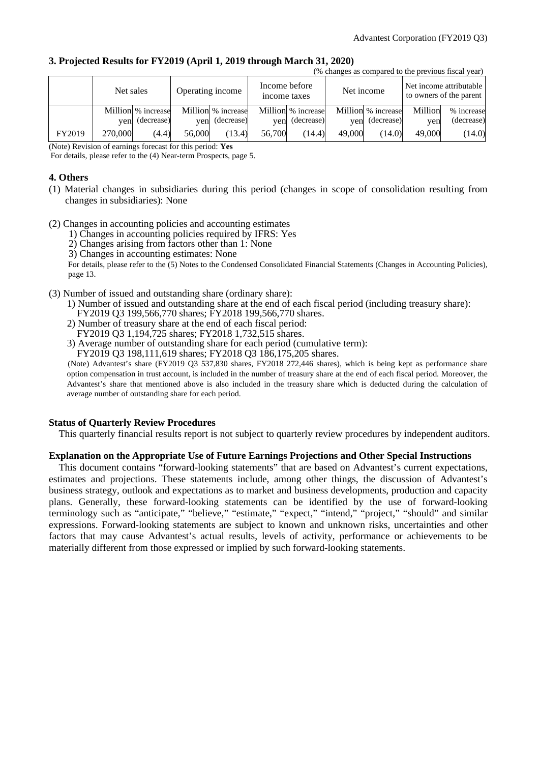### 3. Projected Results for FY2019 (April 1, 2019 through March 31, 2020)

(% changes as compared to the previous fiscal year)

| | Net sales | | Operating income | | Income before income taxes | | Net income | | Net income attributable to owners of the parent | |
|---|---|---|---|---|---|---|---|---|---|---|
| | Million yen | % increase (decrease) | Million yen | % increase (decrease) | Million yen | % increase (decrease) | Million yen | % increase (decrease) | Million yen | % increase (decrease) |
| FY2019 | 270,000 | (4.4) | 56,000 | (13.4) | 56,700 | (14.4) | 49,000 | (14.0) | 49,000 | (14.0) |

(Note) Revision of earnings forecast for this period: **Yes**

For details, please refer to the (4) Near-term Prospects, page 5.

### 4. Others

(1) Material changes in subsidiaries during this period (changes in scope of consolidation resulting from changes in subsidiaries): None

(2) Changes in accounting policies and accounting estimates

1) Changes in accounting policies required by IFRS: Yes
2) Changes arising from factors other than 1: None
3) Changes in accounting estimates: None

For details, please refer to the (5) Notes to the Condensed Consolidated Financial Statements (Changes in Accounting Policies), page 13.

(3) Number of issued and outstanding share (ordinary share):

1) Number of issued and outstanding share at the end of each fiscal period (including treasury share):
FY2019 Q3 199,566,770 shares; FY2018 199,566,770 shares.
2) Number of treasury share at the end of each fiscal period:
FY2019 Q3 1,194,725 shares; FY2018 1,732,515 shares.
3) Average number of outstanding share for each period (cumulative term):
FY2019 Q3 198,111,619 shares; FY2018 Q3 186,175,205 shares.

(Note) Advantest's share (FY2019 Q3 537,830 shares, FY2018 272,446 shares), which is being kept as performance share option compensation in trust account, is included in the number of treasury share at the end of each fiscal period. Moreover, the Advantest's share that mentioned above is also included in the treasury share which is deducted during the calculation of average number of outstanding share for each period.

**Status of Quarterly Review Procedures**

This quarterly financial results report is not subject to quarterly review procedures by independent auditors.

**Explanation on the Appropriate Use of Future Earnings Projections and Other Special Instructions**

This document contains "forward-looking statements" that are based on Advantest's current expectations, estimates and projections. These statements include, among other things, the discussion of Advantest's business strategy, outlook and expectations as to market and business developments, production and capacity plans. Generally, these forward-looking statements can be identified by the use of forward-looking terminology such as "anticipate," "believe," "estimate," "expect," "intend," "project," "should" and similar expressions. Forward-looking statements are subject to known and unknown risks, uncertainties and other factors that may cause Advantest's actual results, levels of activity, performance or achievements to be materially different from those expressed or implied by such forward-looking statements.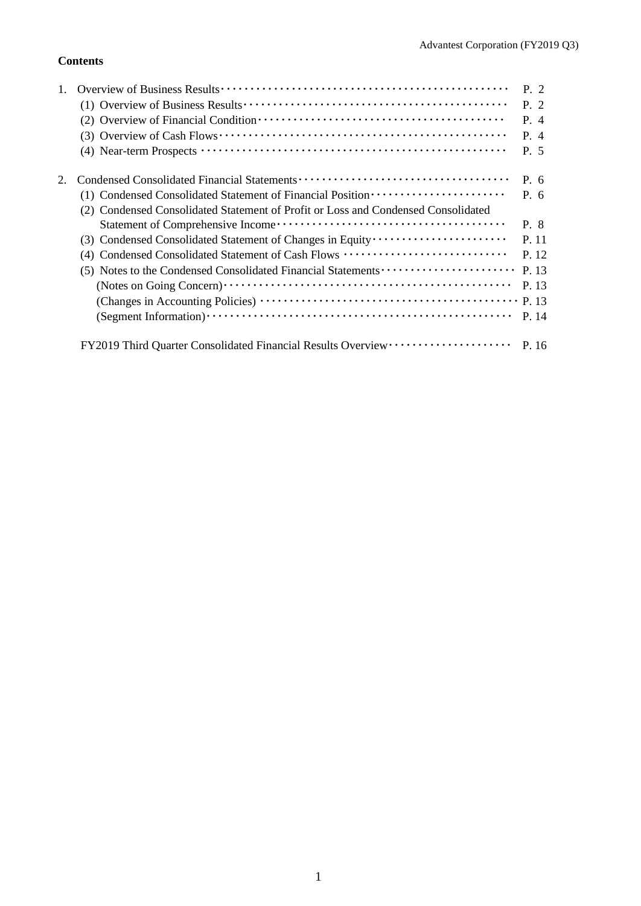**Contents**

1. Overview of Business Results ··· P. 2
   - (1) Overview of Business Results ··· P. 2
   - (2) Overview of Financial Condition ··· P. 4
   - (3) Overview of Cash Flows ··· P. 4
   - (4) Near-term Prospects ··· P. 5

2. Condensed Consolidated Financial Statements ··· P. 6
   - (1) Condensed Consolidated Statement of Financial Position ··· P. 6
   - (2) Condensed Consolidated Statement of Profit or Loss and Condensed Consolidated Statement of Comprehensive Income ··· P. 8
   - (3) Condensed Consolidated Statement of Changes in Equity ··· P. 11
   - (4) Condensed Consolidated Statement of Cash Flows ··· P. 12
   - (5) Notes to the Condensed Consolidated Financial Statements ··· P. 13
     - (Notes on Going Concern) ··· P. 13
     - (Changes in Accounting Policies) ··· P. 13
     - (Segment Information) ··· P. 14

FY2019 Third Quarter Consolidated Financial Results Overview ··· P. 16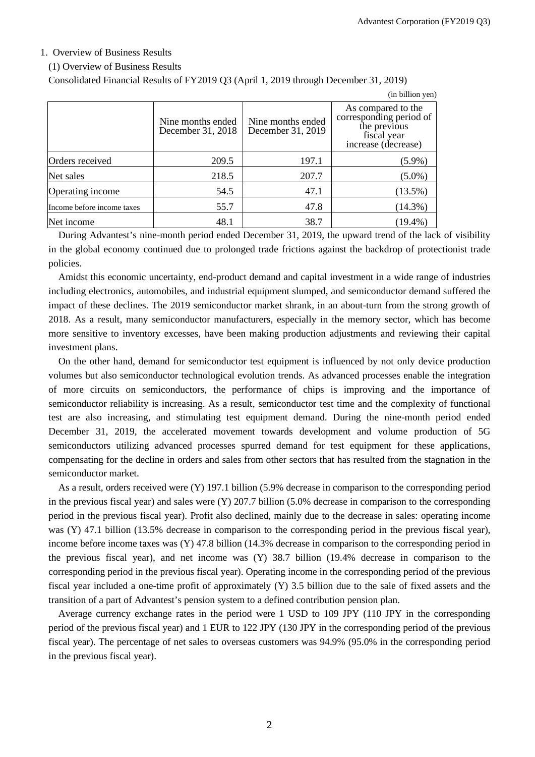## 1. Overview of Business Results

### (1) Overview of Business Results

Consolidated Financial Results of FY2019 Q3 (April 1, 2019 through December 31, 2019)

(in billion yen)

| | Nine months ended December 31, 2018 | Nine months ended December 31, 2019 | As compared to the corresponding period of the previous fiscal year increase (decrease) |
|---|---|---|---|
| Orders received | 209.5 | 197.1 | (5.9%) |
| Net sales | 218.5 | 207.7 | (5.0%) |
| Operating income | 54.5 | 47.1 | (13.5%) |
| Income before income taxes | 55.7 | 47.8 | (14.3%) |
| Net income | 48.1 | 38.7 | (19.4%) |

During Advantest's nine-month period ended December 31, 2019, the upward trend of the lack of visibility in the global economy continued due to prolonged trade frictions against the backdrop of protectionist trade policies.

Amidst this economic uncertainty, end-product demand and capital investment in a wide range of industries including electronics, automobiles, and industrial equipment slumped, and semiconductor demand suffered the impact of these declines. The 2019 semiconductor market shrank, in an about-turn from the strong growth of 2018. As a result, many semiconductor manufacturers, especially in the memory sector, which has become more sensitive to inventory excesses, have been making production adjustments and reviewing their capital investment plans.

On the other hand, demand for semiconductor test equipment is influenced by not only device production volumes but also semiconductor technological evolution trends. As advanced processes enable the integration of more circuits on semiconductors, the performance of chips is improving and the importance of semiconductor reliability is increasing. As a result, semiconductor test time and the complexity of functional test are also increasing, and stimulating test equipment demand. During the nine-month period ended December 31, 2019, the accelerated movement towards development and volume production of 5G semiconductors utilizing advanced processes spurred demand for test equipment for these applications, compensating for the decline in orders and sales from other sectors that has resulted from the stagnation in the semiconductor market.

As a result, orders received were (Y) 197.1 billion (5.9% decrease in comparison to the corresponding period in the previous fiscal year) and sales were (Y) 207.7 billion (5.0% decrease in comparison to the corresponding period in the previous fiscal year). Profit also declined, mainly due to the decrease in sales: operating income was (Y) 47.1 billion (13.5% decrease in comparison to the corresponding period in the previous fiscal year), income before income taxes was (Y) 47.8 billion (14.3% decrease in comparison to the corresponding period in the previous fiscal year), and net income was (Y) 38.7 billion (19.4% decrease in comparison to the corresponding period in the previous fiscal year). Operating income in the corresponding period of the previous fiscal year included a one-time profit of approximately (Y) 3.5 billion due to the sale of fixed assets and the transition of a part of Advantest's pension system to a defined contribution pension plan.

Average currency exchange rates in the period were 1 USD to 109 JPY (110 JPY in the corresponding period of the previous fiscal year) and 1 EUR to 122 JPY (130 JPY in the corresponding period of the previous fiscal year). The percentage of net sales to overseas customers was 94.9% (95.0% in the corresponding period in the previous fiscal year).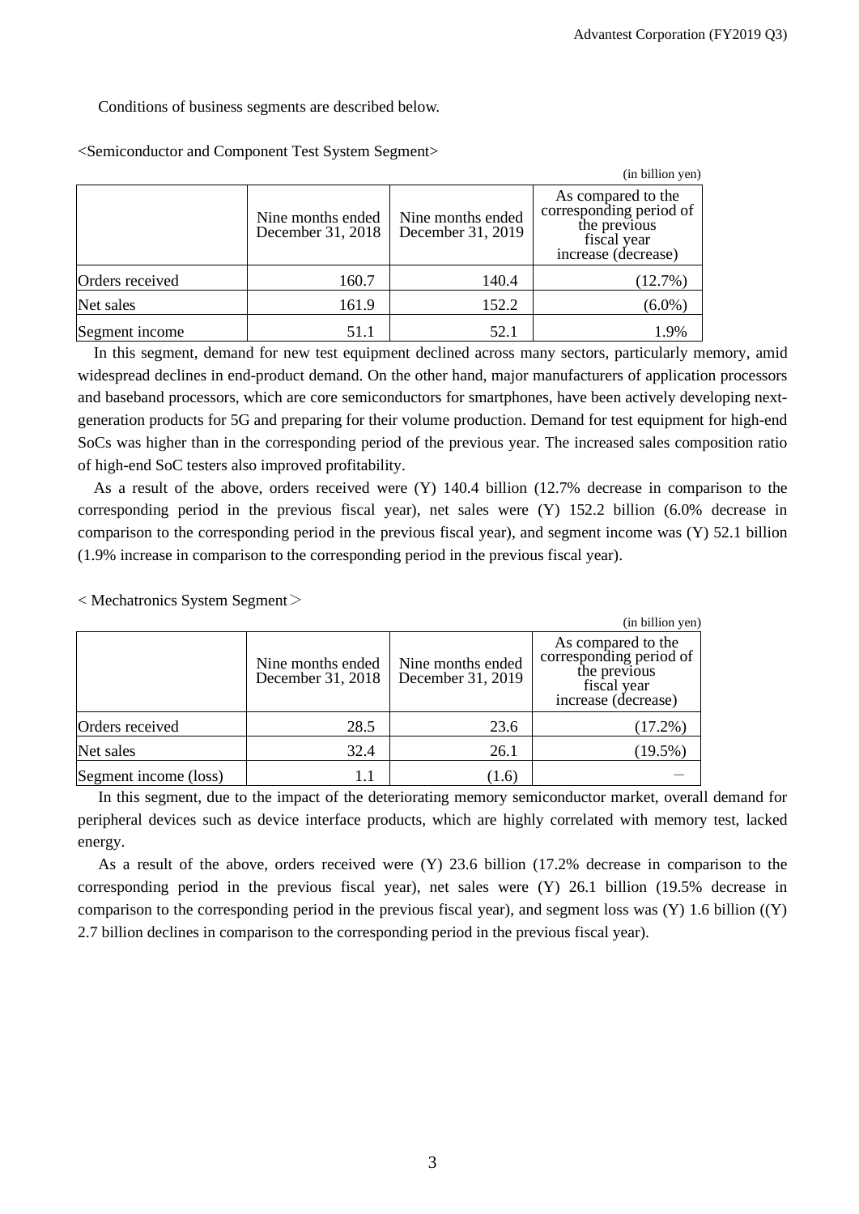Conditions of business segments are described below.

<Semiconductor and Component Test System Segment>

(in billion yen)

| | Nine months ended December 31, 2018 | Nine months ended December 31, 2019 | As compared to the corresponding period of the previous fiscal year increase (decrease) |
|---|---|---|---|
| Orders received | 160.7 | 140.4 | (12.7%) |
| Net sales | 161.9 | 152.2 | (6.0%) |
| Segment income | 51.1 | 52.1 | 1.9% |

In this segment, demand for new test equipment declined across many sectors, particularly memory, amid widespread declines in end-product demand. On the other hand, major manufacturers of application processors and baseband processors, which are core semiconductors for smartphones, have been actively developing next-generation products for 5G and preparing for their volume production. Demand for test equipment for high-end SoCs was higher than in the corresponding period of the previous year. The increased sales composition ratio of high-end SoC testers also improved profitability.

As a result of the above, orders received were (Y) 140.4 billion (12.7% decrease in comparison to the corresponding period in the previous fiscal year), net sales were (Y) 152.2 billion (6.0% decrease in comparison to the corresponding period in the previous fiscal year), and segment income was (Y) 52.1 billion (1.9% increase in comparison to the corresponding period in the previous fiscal year).

< Mechatronics System Segment＞

(in billion yen)

| | Nine months ended December 31, 2018 | Nine months ended December 31, 2019 | As compared to the corresponding period of the previous fiscal year increase (decrease) |
|---|---|---|---|
| Orders received | 28.5 | 23.6 | (17.2%) |
| Net sales | 32.4 | 26.1 | (19.5%) |
| Segment income (loss) | 1.1 | (1.6) | — |

In this segment, due to the impact of the deteriorating memory semiconductor market, overall demand for peripheral devices such as device interface products, which are highly correlated with memory test, lacked energy.

As a result of the above, orders received were (Y) 23.6 billion (17.2% decrease in comparison to the corresponding period in the previous fiscal year), net sales were (Y) 26.1 billion (19.5% decrease in comparison to the corresponding period in the previous fiscal year), and segment loss was (Y) 1.6 billion ((Y) 2.7 billion declines in comparison to the corresponding period in the previous fiscal year).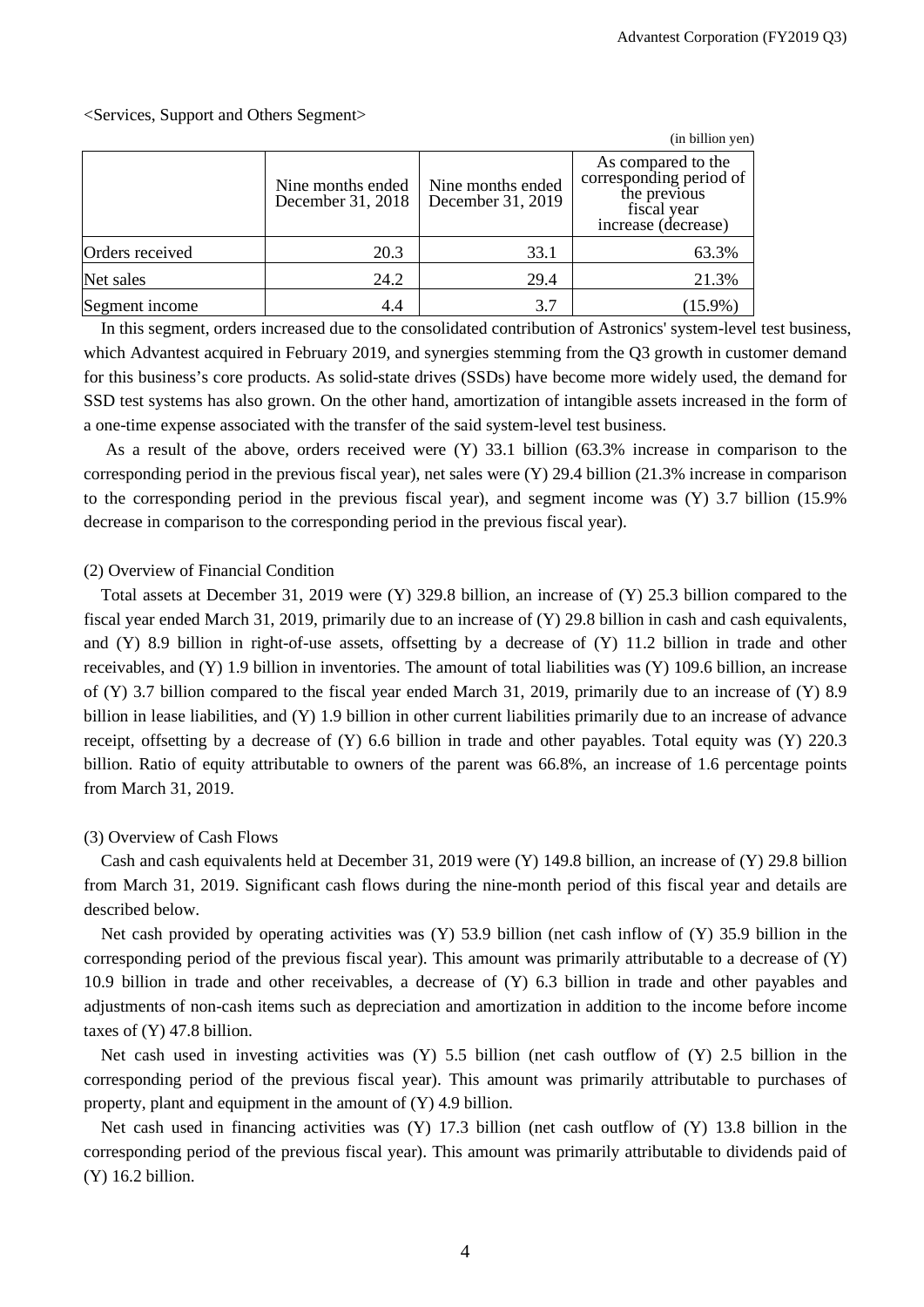<Services, Support and Others Segment>

(in billion yen)

|  | Nine months ended December 31, 2018 | Nine months ended December 31, 2019 | As compared to the corresponding period of the previous fiscal year increase (decrease) |
|---|---|---|---|
| Orders received | 20.3 | 33.1 | 63.3% |
| Net sales | 24.2 | 29.4 | 21.3% |
| Segment income | 4.4 | 3.7 | (15.9%) |

In this segment, orders increased due to the consolidated contribution of Astronics' system-level test business, which Advantest acquired in February 2019, and synergies stemming from the Q3 growth in customer demand for this business's core products. As solid-state drives (SSDs) have become more widely used, the demand for SSD test systems has also grown. On the other hand, amortization of intangible assets increased in the form of a one-time expense associated with the transfer of the said system-level test business.

As a result of the above, orders received were (Y) 33.1 billion (63.3% increase in comparison to the corresponding period in the previous fiscal year), net sales were (Y) 29.4 billion (21.3% increase in comparison to the corresponding period in the previous fiscal year), and segment income was (Y) 3.7 billion (15.9% decrease in comparison to the corresponding period in the previous fiscal year).

(2) Overview of Financial Condition

Total assets at December 31, 2019 were (Y) 329.8 billion, an increase of (Y) 25.3 billion compared to the fiscal year ended March 31, 2019, primarily due to an increase of (Y) 29.8 billion in cash and cash equivalents, and (Y) 8.9 billion in right-of-use assets, offsetting by a decrease of (Y) 11.2 billion in trade and other receivables, and (Y) 1.9 billion in inventories. The amount of total liabilities was (Y) 109.6 billion, an increase of (Y) 3.7 billion compared to the fiscal year ended March 31, 2019, primarily due to an increase of (Y) 8.9 billion in lease liabilities, and (Y) 1.9 billion in other current liabilities primarily due to an increase of advance receipt, offsetting by a decrease of (Y) 6.6 billion in trade and other payables. Total equity was (Y) 220.3 billion. Ratio of equity attributable to owners of the parent was 66.8%, an increase of 1.6 percentage points from March 31, 2019.

(3) Overview of Cash Flows

Cash and cash equivalents held at December 31, 2019 were (Y) 149.8 billion, an increase of (Y) 29.8 billion from March 31, 2019. Significant cash flows during the nine-month period of this fiscal year and details are described below.

Net cash provided by operating activities was (Y) 53.9 billion (net cash inflow of (Y) 35.9 billion in the corresponding period of the previous fiscal year). This amount was primarily attributable to a decrease of (Y) 10.9 billion in trade and other receivables, a decrease of (Y) 6.3 billion in trade and other payables and adjustments of non-cash items such as depreciation and amortization in addition to the income before income taxes of (Y) 47.8 billion.

Net cash used in investing activities was (Y) 5.5 billion (net cash outflow of (Y) 2.5 billion in the corresponding period of the previous fiscal year). This amount was primarily attributable to purchases of property, plant and equipment in the amount of (Y) 4.9 billion.

Net cash used in financing activities was (Y) 17.3 billion (net cash outflow of (Y) 13.8 billion in the corresponding period of the previous fiscal year). This amount was primarily attributable to dividends paid of (Y) 16.2 billion.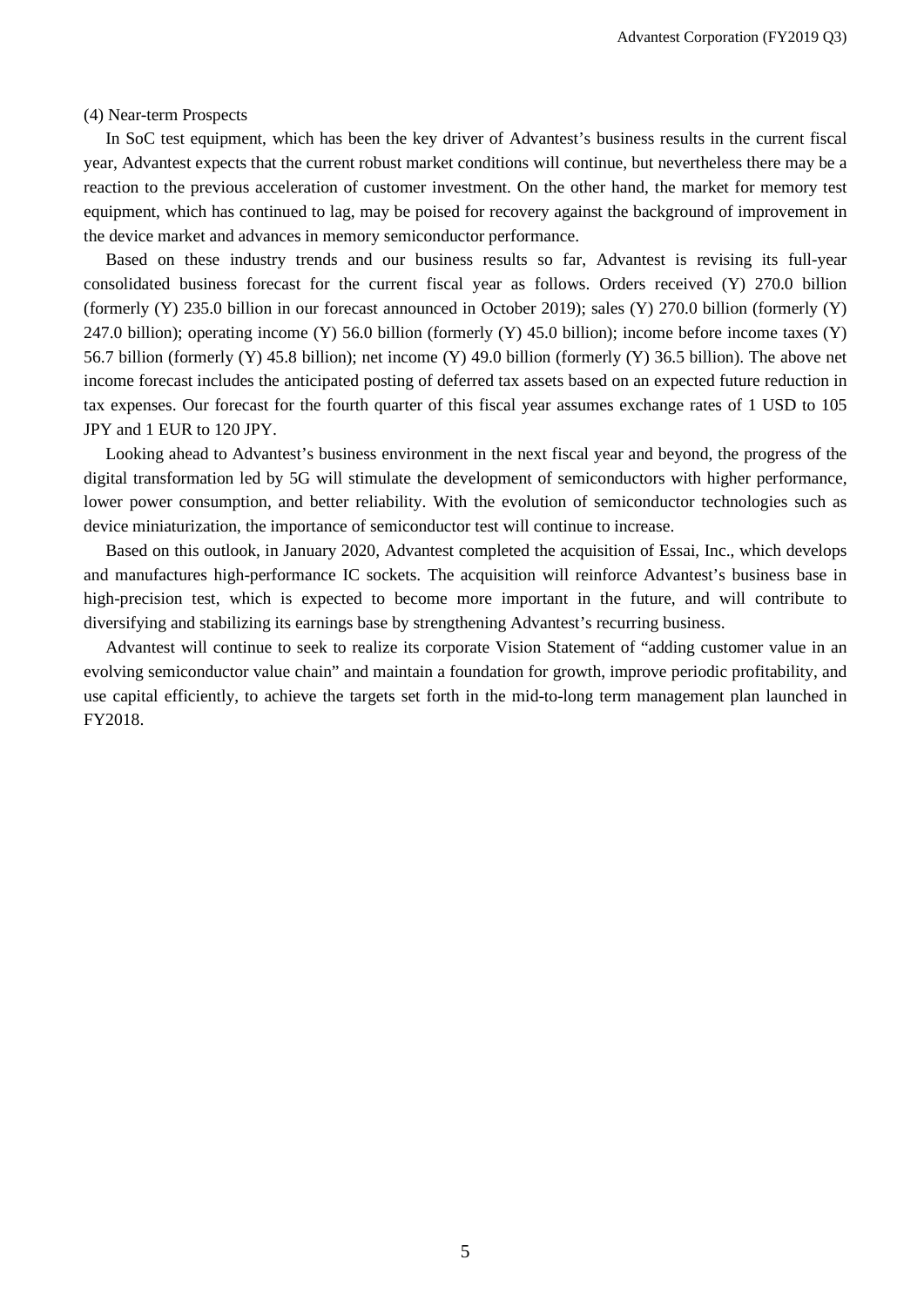(4) Near-term Prospects

In SoC test equipment, which has been the key driver of Advantest's business results in the current fiscal year, Advantest expects that the current robust market conditions will continue, but nevertheless there may be a reaction to the previous acceleration of customer investment. On the other hand, the market for memory test equipment, which has continued to lag, may be poised for recovery against the background of improvement in the device market and advances in memory semiconductor performance.

Based on these industry trends and our business results so far, Advantest is revising its full-year consolidated business forecast for the current fiscal year as follows. Orders received (Y) 270.0 billion (formerly (Y) 235.0 billion in our forecast announced in October 2019); sales (Y) 270.0 billion (formerly (Y) 247.0 billion); operating income (Y) 56.0 billion (formerly (Y) 45.0 billion); income before income taxes (Y) 56.7 billion (formerly (Y) 45.8 billion); net income (Y) 49.0 billion (formerly (Y) 36.5 billion). The above net income forecast includes the anticipated posting of deferred tax assets based on an expected future reduction in tax expenses. Our forecast for the fourth quarter of this fiscal year assumes exchange rates of 1 USD to 105 JPY and 1 EUR to 120 JPY.

Looking ahead to Advantest's business environment in the next fiscal year and beyond, the progress of the digital transformation led by 5G will stimulate the development of semiconductors with higher performance, lower power consumption, and better reliability. With the evolution of semiconductor technologies such as device miniaturization, the importance of semiconductor test will continue to increase.

Based on this outlook, in January 2020, Advantest completed the acquisition of Essai, Inc., which develops and manufactures high-performance IC sockets. The acquisition will reinforce Advantest's business base in high-precision test, which is expected to become more important in the future, and will contribute to diversifying and stabilizing its earnings base by strengthening Advantest's recurring business.

Advantest will continue to seek to realize its corporate Vision Statement of "adding customer value in an evolving semiconductor value chain" and maintain a foundation for growth, improve periodic profitability, and use capital efficiently, to achieve the targets set forth in the mid-to-long term management plan launched in FY2018.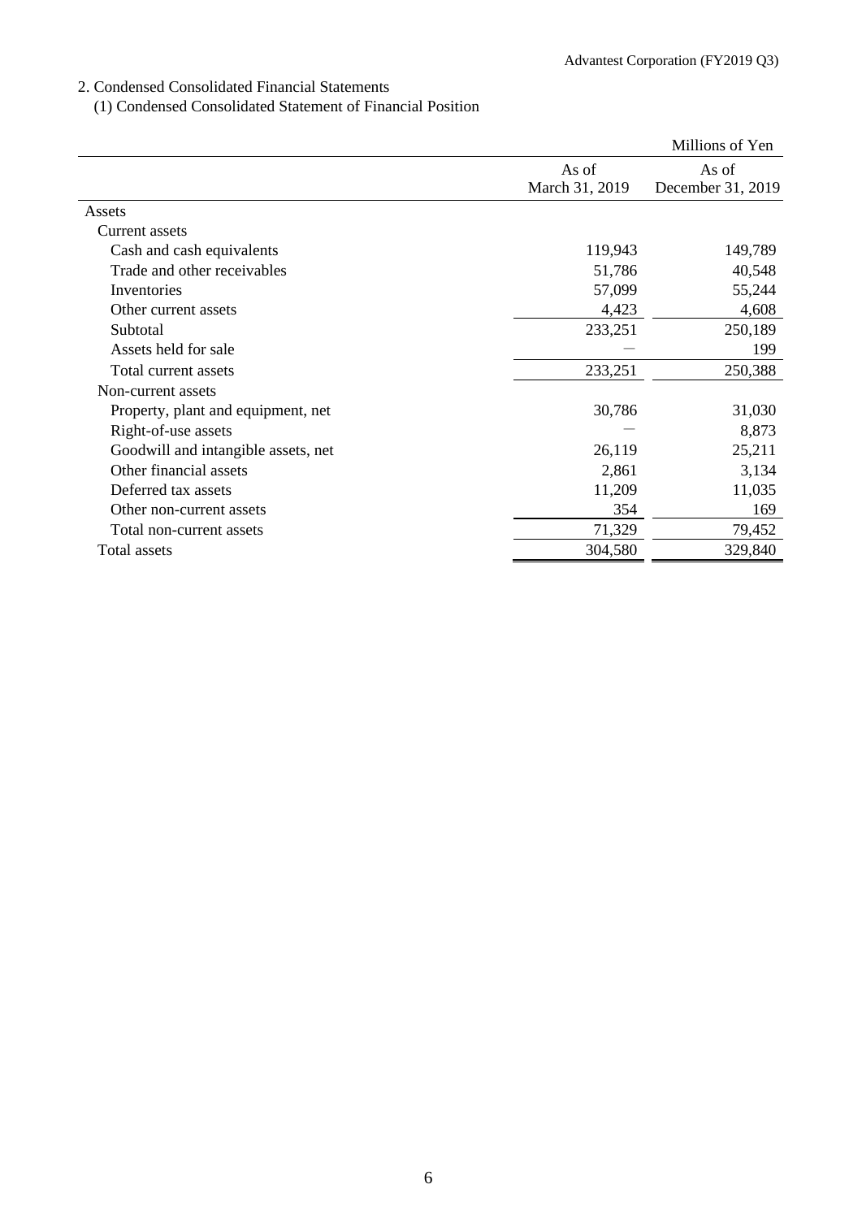## 2. Condensed Consolidated Financial Statements

### (1) Condensed Consolidated Statement of Financial Position

| | | Millions of Yen |
|---|---|---|
| | As of March 31, 2019 | As of December 31, 2019 |
| Assets | | |
| Current assets | | |
| Cash and cash equivalents | 119,943 | 149,789 |
| Trade and other receivables | 51,786 | 40,548 |
| Inventories | 57,099 | 55,244 |
| Other current assets | 4,423 | 4,608 |
| Subtotal | 233,251 | 250,189 |
| Assets held for sale | ― | 199 |
| Total current assets | 233,251 | 250,388 |
| Non-current assets | | |
| Property, plant and equipment, net | 30,786 | 31,030 |
| Right-of-use assets | ― | 8,873 |
| Goodwill and intangible assets, net | 26,119 | 25,211 |
| Other financial assets | 2,861 | 3,134 |
| Deferred tax assets | 11,209 | 11,035 |
| Other non-current assets | 354 | 169 |
| Total non-current assets | 71,329 | 79,452 |
| Total assets | 304,580 | 329,840 |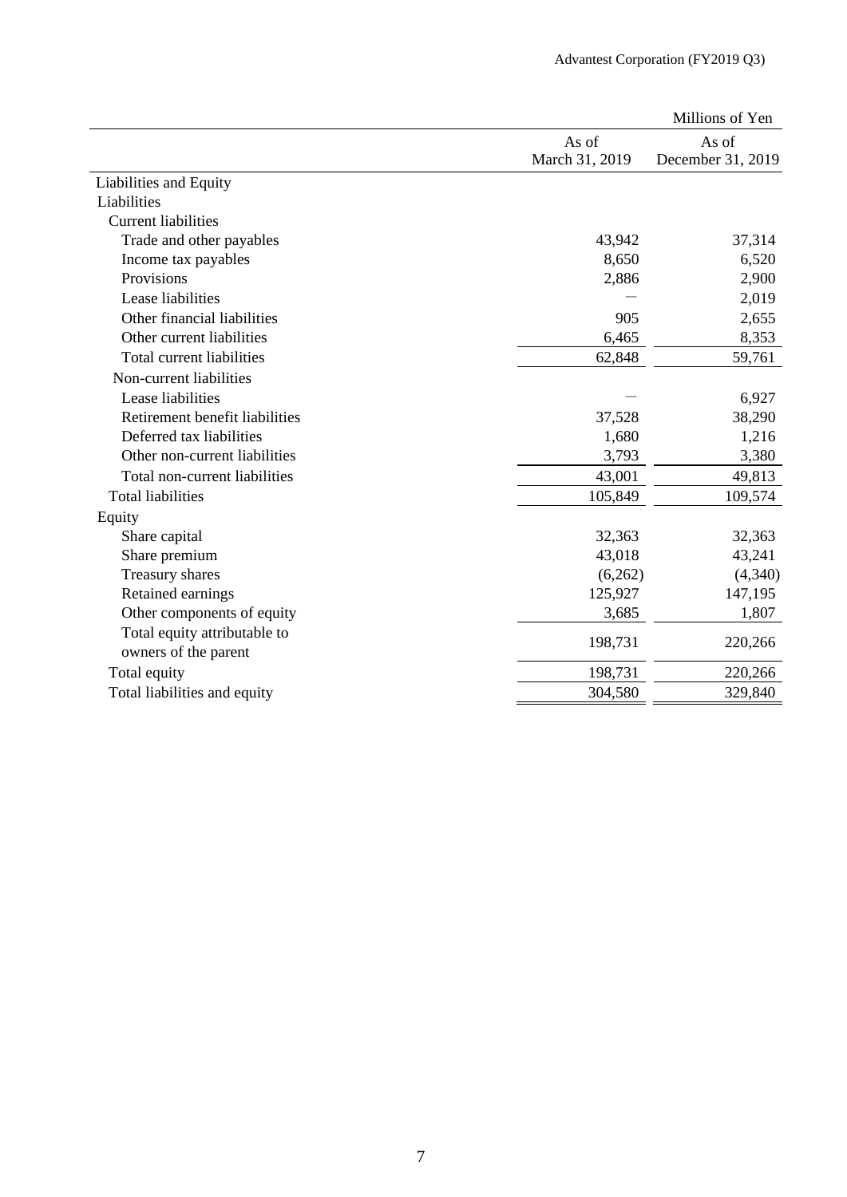| | As of March 31, 2019 | As of December 31, 2019 |
|---|---|---|
| | Millions of Yen | |
| Liabilities and Equity | | |
| Liabilities | | |
| Current liabilities | | |
| Trade and other payables | 43,942 | 37,314 |
| Income tax payables | 8,650 | 6,520 |
| Provisions | 2,886 | 2,900 |
| Lease liabilities | ― | 2,019 |
| Other financial liabilities | 905 | 2,655 |
| Other current liabilities | 6,465 | 8,353 |
| Total current liabilities | 62,848 | 59,761 |
| Non-current liabilities | | |
| Lease liabilities | ― | 6,927 |
| Retirement benefit liabilities | 37,528 | 38,290 |
| Deferred tax liabilities | 1,680 | 1,216 |
| Other non-current liabilities | 3,793 | 3,380 |
| Total non-current liabilities | 43,001 | 49,813 |
| Total liabilities | 105,849 | 109,574 |
| Equity | | |
| Share capital | 32,363 | 32,363 |
| Share premium | 43,018 | 43,241 |
| Treasury shares | (6,262) | (4,340) |
| Retained earnings | 125,927 | 147,195 |
| Other components of equity | 3,685 | 1,807 |
| Total equity attributable to owners of the parent | 198,731 | 220,266 |
| Total equity | 198,731 | 220,266 |
| Total liabilities and equity | 304,580 | 329,840 |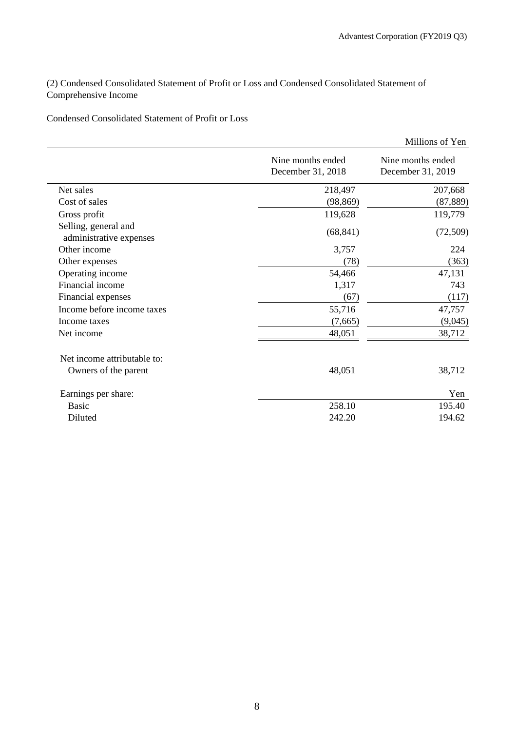(2) Condensed Consolidated Statement of Profit or Loss and Condensed Consolidated Statement of Comprehensive Income

Condensed Consolidated Statement of Profit or Loss

Millions of Yen

| | Nine months ended December 31, 2018 | Nine months ended December 31, 2019 |
|---|---|---|
| Net sales | 218,497 | 207,668 |
| Cost of sales | (98,869) | (87,889) |
| Gross profit | 119,628 | 119,779 |
| Selling, general and administrative expenses | (68,841) | (72,509) |
| Other income | 3,757 | 224 |
| Other expenses | (78) | (363) |
| Operating income | 54,466 | 47,131 |
| Financial income | 1,317 | 743 |
| Financial expenses | (67) | (117) |
| Income before income taxes | 55,716 | 47,757 |
| Income taxes | (7,665) | (9,045) |
| Net income | 48,051 | 38,712 |
| | | |
| Net income attributable to: | | |
| Owners of the parent | 48,051 | 38,712 |
| | | |
| Earnings per share: | | Yen |
| Basic | 258.10 | 195.40 |
| Diluted | 242.20 | 194.62 |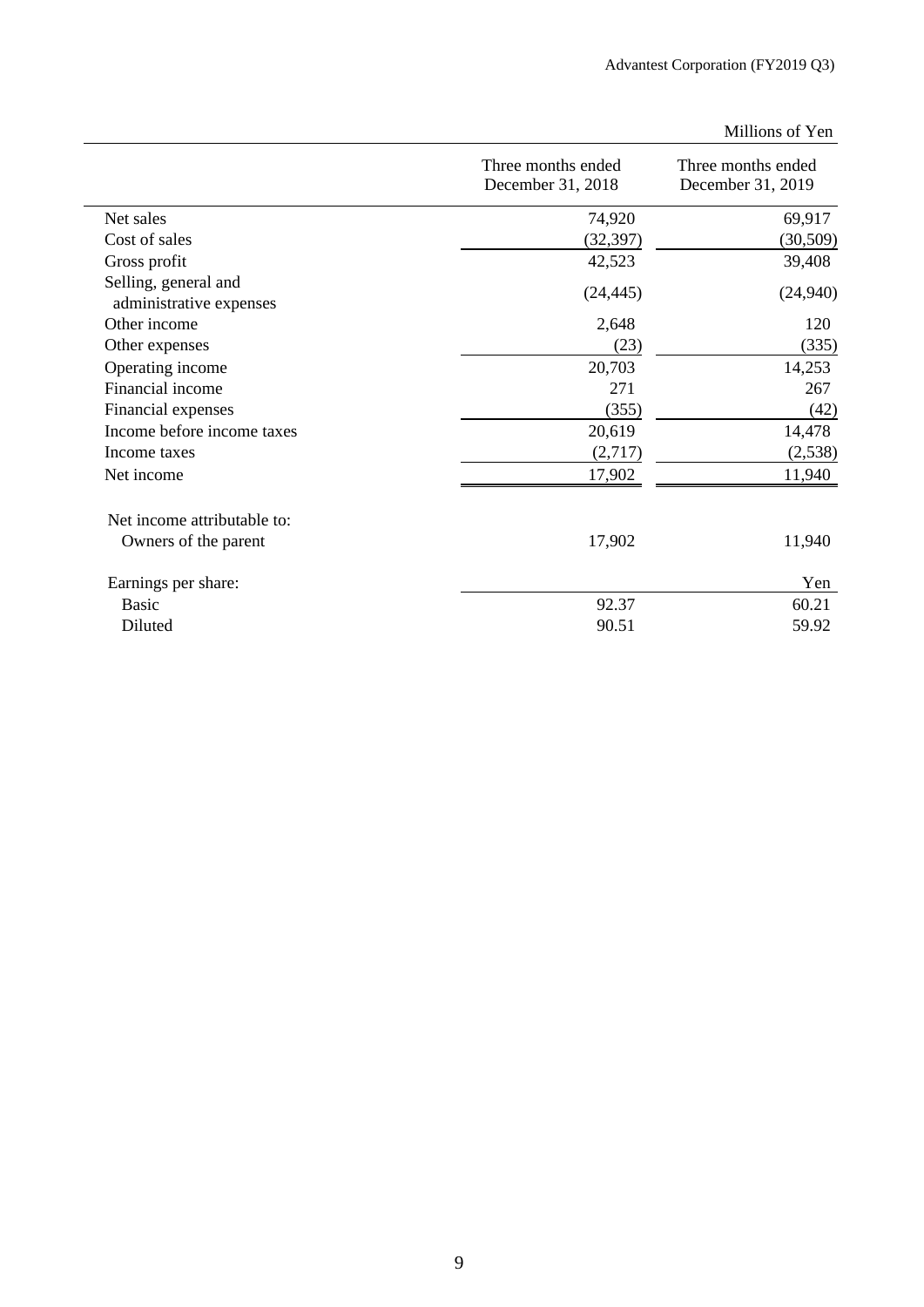Millions of Yen

| | Three months ended December 31, 2018 | Three months ended December 31, 2019 |
|---|---|---|
| Net sales | 74,920 | 69,917 |
| Cost of sales | (32,397) | (30,509) |
| Gross profit | 42,523 | 39,408 |
| Selling, general and administrative expenses | (24,445) | (24,940) |
| Other income | 2,648 | 120 |
| Other expenses | (23) | (335) |
| Operating income | 20,703 | 14,253 |
| Financial income | 271 | 267 |
| Financial expenses | (355) | (42) |
| Income before income taxes | 20,619 | 14,478 |
| Income taxes | (2,717) | (2,538) |
| Net income | 17,902 | 11,940 |
| | | |
| Net income attributable to: | | |
| Owners of the parent | 17,902 | 11,940 |
| | | |
| Earnings per share: | | Yen |
| Basic | 92.37 | 60.21 |
| Diluted | 90.51 | 59.92 |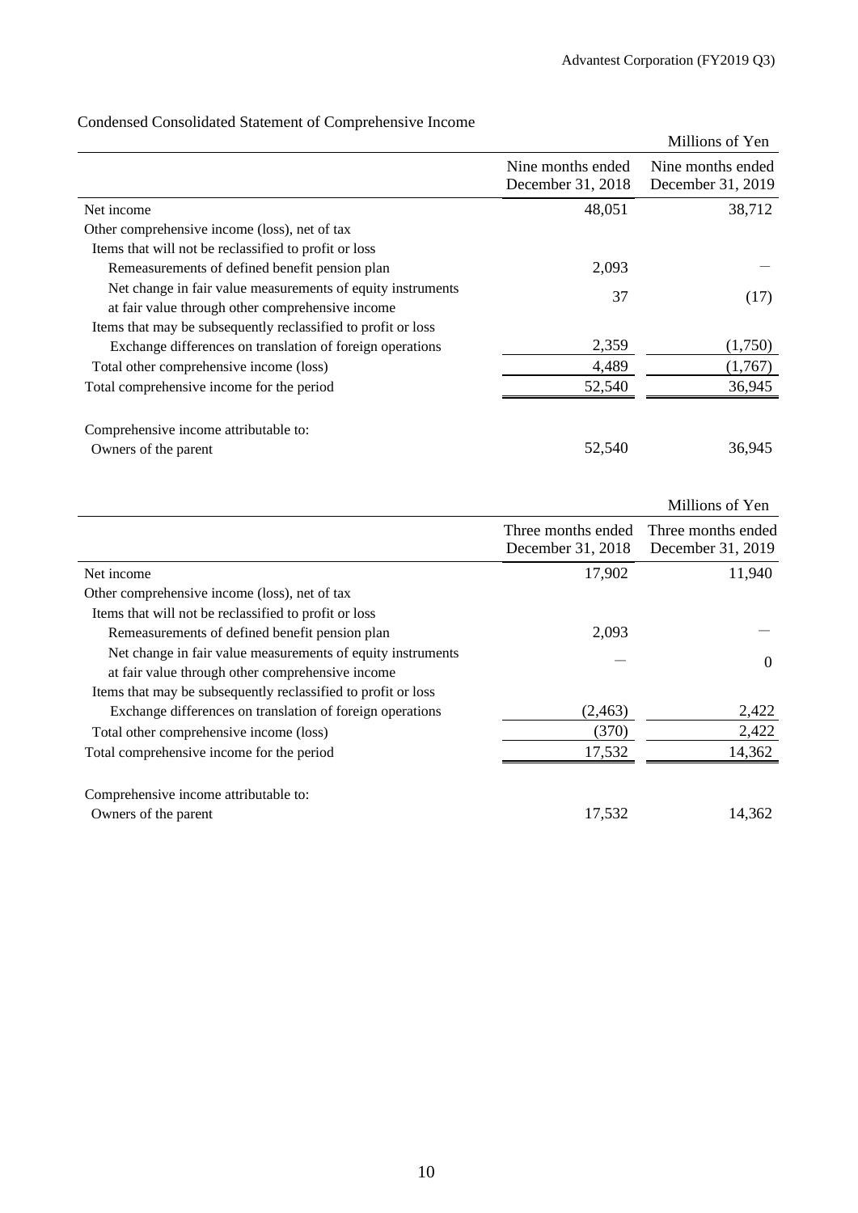## Condensed Consolidated Statement of Comprehensive Income

Millions of Yen

| | Nine months ended December 31, 2018 | Nine months ended December 31, 2019 |
|---|---|---|
| Net income | 48,051 | 38,712 |
| Other comprehensive income (loss), net of tax | | |
| Items that will not be reclassified to profit or loss | | |
| Remeasurements of defined benefit pension plan | 2,093 | — |
| Net change in fair value measurements of equity instruments at fair value through other comprehensive income | 37 | (17) |
| Items that may be subsequently reclassified to profit or loss | | |
| Exchange differences on translation of foreign operations | 2,359 | (1,750) |
| Total other comprehensive income (loss) | 4,489 | (1,767) |
| Total comprehensive income for the period | 52,540 | 36,945 |
| Comprehensive income attributable to: | | |
| Owners of the parent | 52,540 | 36,945 |

Millions of Yen

| | Three months ended December 31, 2018 | Three months ended December 31, 2019 |
|---|---|---|
| Net income | 17,902 | 11,940 |
| Other comprehensive income (loss), net of tax | | |
| Items that will not be reclassified to profit or loss | | |
| Remeasurements of defined benefit pension plan | 2,093 | — |
| Net change in fair value measurements of equity instruments at fair value through other comprehensive income | — | 0 |
| Items that may be subsequently reclassified to profit or loss | | |
| Exchange differences on translation of foreign operations | (2,463) | 2,422 |
| Total other comprehensive income (loss) | (370) | 2,422 |
| Total comprehensive income for the period | 17,532 | 14,362 |
| Comprehensive income attributable to: | | |
| Owners of the parent | 17,532 | 14,362 |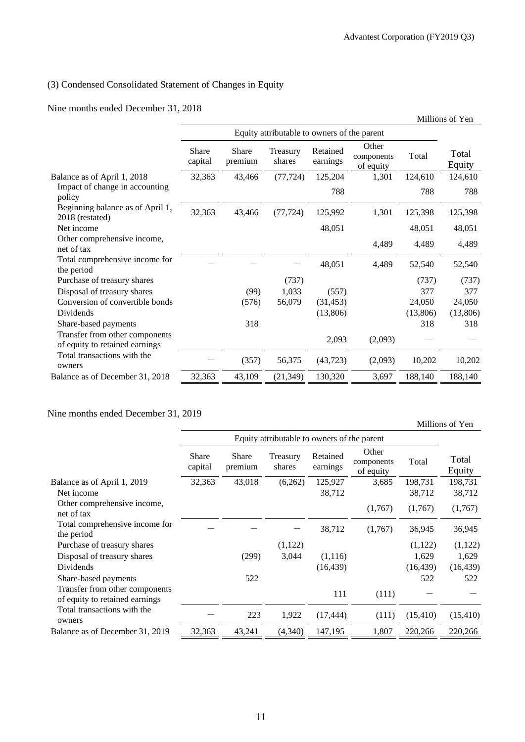## (3) Condensed Consolidated Statement of Changes in Equity

### Nine months ended December 31, 2018

Millions of Yen

| | Equity attributable to owners of the parent | | | | | | |
|---|---|---|---|---|---|---|---|
| | Share capital | Share premium | Treasury shares | Retained earnings | Other components of equity | Total | Total Equity |
| Balance as of April 1, 2018 | 32,363 | 43,466 | (77,724) | 125,204 | 1,301 | 124,610 | 124,610 |
| Impact of change in accounting policy | | | | 788 | | 788 | 788 |
| Beginning balance as of April 1, 2018 (restated) | 32,363 | 43,466 | (77,724) | 125,992 | 1,301 | 125,398 | 125,398 |
| Net income | | | | 48,051 | | 48,051 | 48,051 |
| Other comprehensive income, net of tax | | | | | 4,489 | 4,489 | 4,489 |
| Total comprehensive income for the period | ― | ― | ― | 48,051 | 4,489 | 52,540 | 52,540 |
| Purchase of treasury shares | | | (737) | | | (737) | (737) |
| Disposal of treasury shares | | (99) | 1,033 | (557) | | 377 | 377 |
| Conversion of convertible bonds | | (576) | 56,079 | (31,453) | | 24,050 | 24,050 |
| Dividends | | | | (13,806) | | (13,806) | (13,806) |
| Share-based payments | | 318 | | | | 318 | 318 |
| Transfer from other components of equity to retained earnings | | | | 2,093 | (2,093) | ― | ― |
| Total transactions with the owners | ― | (357) | 56,375 | (43,723) | (2,093) | 10,202 | 10,202 |
| Balance as of December 31, 2018 | 32,363 | 43,109 | (21,349) | 130,320 | 3,697 | 188,140 | 188,140 |

### Nine months ended December 31, 2019

Millions of Yen

| | Equity attributable to owners of the parent | | | | | | |
|---|---|---|---|---|---|---|---|
| | Share capital | Share premium | Treasury shares | Retained earnings | Other components of equity | Total | Total Equity |
| Balance as of April 1, 2019 | 32,363 | 43,018 | (6,262) | 125,927 | 3,685 | 198,731 | 198,731 |
| Net income | | | | 38,712 | | 38,712 | 38,712 |
| Other comprehensive income, net of tax | | | | | (1,767) | (1,767) | (1,767) |
| Total comprehensive income for the period | ― | ― | ― | 38,712 | (1,767) | 36,945 | 36,945 |
| Purchase of treasury shares | | | (1,122) | | | (1,122) | (1,122) |
| Disposal of treasury shares | | (299) | 3,044 | (1,116) | | 1,629 | 1,629 |
| Dividends | | | | (16,439) | | (16,439) | (16,439) |
| Share-based payments | | 522 | | | | 522 | 522 |
| Transfer from other components of equity to retained earnings | | | | 111 | (111) | ― | ― |
| Total transactions with the owners | ― | 223 | 1,922 | (17,444) | (111) | (15,410) | (15,410) |
| Balance as of December 31, 2019 | 32,363 | 43,241 | (4,340) | 147,195 | 1,807 | 220,266 | 220,266 |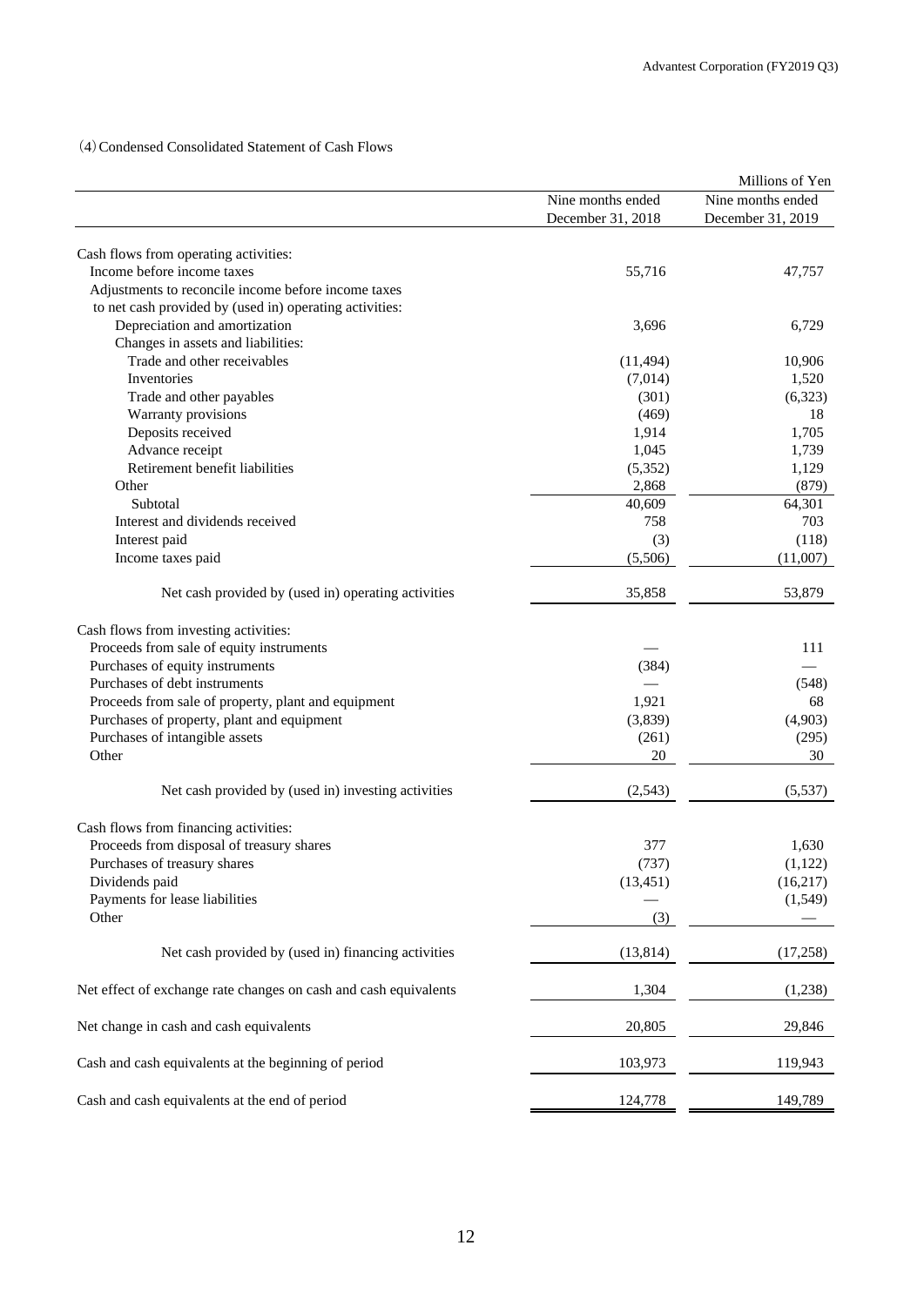### (4) Condensed Consolidated Statement of Cash Flows

Millions of Yen

| | Nine months ended December 31, 2018 | Nine months ended December 31, 2019 |
|---|---|---|
| Cash flows from operating activities: | | |
| Income before income taxes | 55,716 | 47,757 |
| Adjustments to reconcile income before income taxes to net cash provided by (used in) operating activities: | | |
| Depreciation and amortization | 3,696 | 6,729 |
| Changes in assets and liabilities: | | |
| Trade and other receivables | (11,494) | 10,906 |
| Inventories | (7,014) | 1,520 |
| Trade and other payables | (301) | (6,323) |
| Warranty provisions | (469) | 18 |
| Deposits received | 1,914 | 1,705 |
| Advance receipt | 1,045 | 1,739 |
| Retirement benefit liabilities | (5,352) | 1,129 |
| Other | 2,868 | (879) |
| Subtotal | 40,609 | 64,301 |
| Interest and dividends received | 758 | 703 |
| Interest paid | (3) | (118) |
| Income taxes paid | (5,506) | (11,007) |
| Net cash provided by (used in) operating activities | 35,858 | 53,879 |
| Cash flows from investing activities: | | |
| Proceeds from sale of equity instruments | — | 111 |
| Purchases of equity instruments | (384) | — |
| Purchases of debt instruments | — | (548) |
| Proceeds from sale of property, plant and equipment | 1,921 | 68 |
| Purchases of property, plant and equipment | (3,839) | (4,903) |
| Purchases of intangible assets | (261) | (295) |
| Other | 20 | 30 |
| Net cash provided by (used in) investing activities | (2,543) | (5,537) |
| Cash flows from financing activities: | | |
| Proceeds from disposal of treasury shares | 377 | 1,630 |
| Purchases of treasury shares | (737) | (1,122) |
| Dividends paid | (13,451) | (16,217) |
| Payments for lease liabilities | — | (1,549) |
| Other | (3) | — |
| Net cash provided by (used in) financing activities | (13,814) | (17,258) |
| Net effect of exchange rate changes on cash and cash equivalents | 1,304 | (1,238) |
| Net change in cash and cash equivalents | 20,805 | 29,846 |
| Cash and cash equivalents at the beginning of period | 103,973 | 119,943 |
| Cash and cash equivalents at the end of period | 124,778 | 149,789 |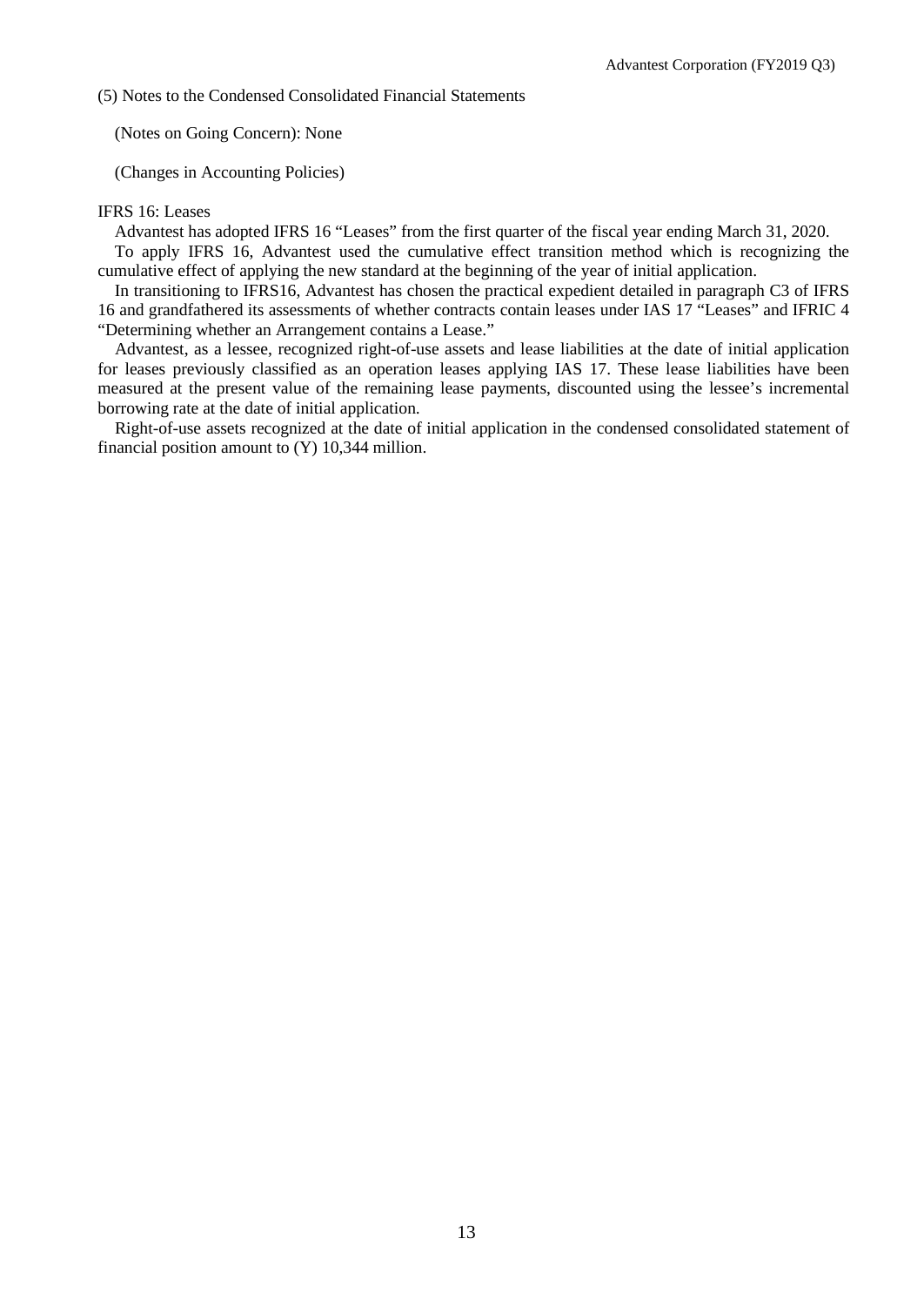(5) Notes to the Condensed Consolidated Financial Statements

(Notes on Going Concern): None

(Changes in Accounting Policies)

IFRS 16: Leases

Advantest has adopted IFRS 16 “Leases” from the first quarter of the fiscal year ending March 31, 2020.

To apply IFRS 16, Advantest used the cumulative effect transition method which is recognizing the cumulative effect of applying the new standard at the beginning of the year of initial application.

In transitioning to IFRS16, Advantest has chosen the practical expedient detailed in paragraph C3 of IFRS 16 and grandfathered its assessments of whether contracts contain leases under IAS 17 “Leases” and IFRIC 4 “Determining whether an Arrangement contains a Lease.”

Advantest, as a lessee, recognized right-of-use assets and lease liabilities at the date of initial application for leases previously classified as an operation leases applying IAS 17. These lease liabilities have been measured at the present value of the remaining lease payments, discounted using the lessee’s incremental borrowing rate at the date of initial application.

Right-of-use assets recognized at the date of initial application in the condensed consolidated statement of financial position amount to (Y) 10,344 million.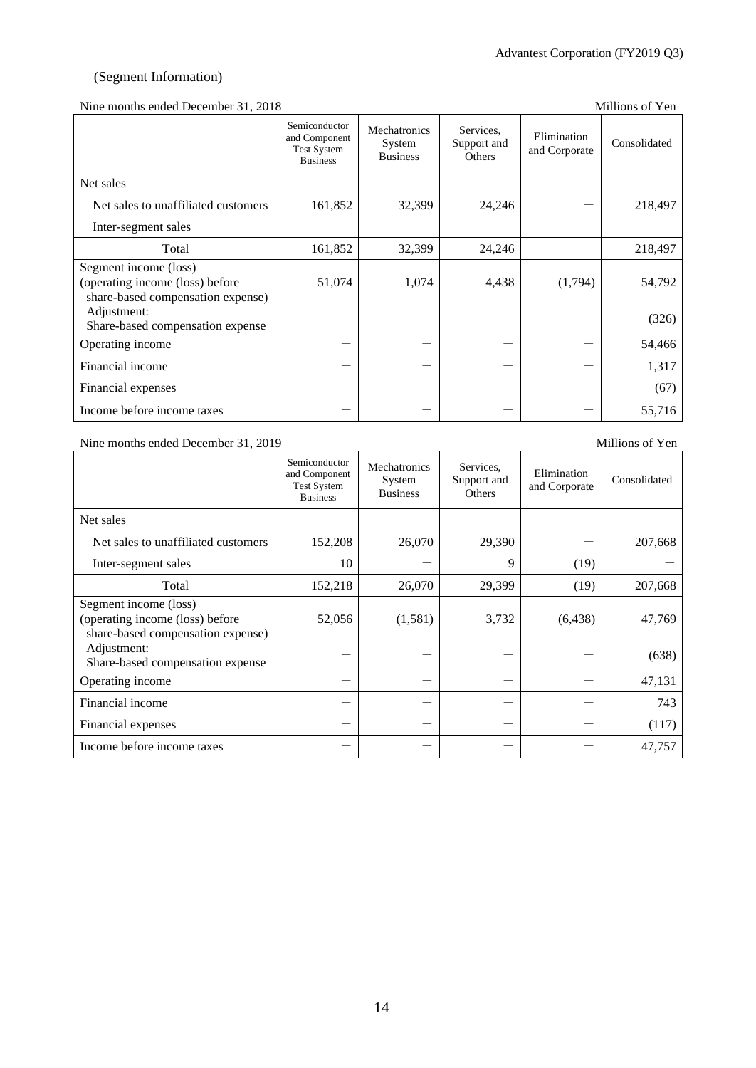(Segment Information)

Nine months ended December 31, 2018

Millions of Yen

| | Semiconductor and Component Test System Business | Mechatronics System Business | Services, Support and Others | Elimination and Corporate | Consolidated |
|---|---|---|---|---|---|
| Net sales | | | | | |
| Net sales to unaffiliated customers | 161,852 | 32,399 | 24,246 | ― | 218,497 |
| Inter-segment sales | ― | ― | ― | ― | ― |
| Total | 161,852 | 32,399 | 24,246 | ― | 218,497 |
| Segment income (loss) (operating income (loss) before share-based compensation expense) | 51,074 | 1,074 | 4,438 | (1,794) | 54,792 |
| Adjustment: Share-based compensation expense | ― | ― | ― | ― | (326) |
| Operating income | ― | ― | ― | ― | 54,466 |
| Financial income | ― | ― | ― | ― | 1,317 |
| Financial expenses | ― | ― | ― | ― | (67) |
| Income before income taxes | ― | ― | ― | ― | 55,716 |

Nine months ended December 31, 2019

Millions of Yen

| | Semiconductor and Component Test System Business | Mechatronics System Business | Services, Support and Others | Elimination and Corporate | Consolidated |
|---|---|---|---|---|---|
| Net sales | | | | | |
| Net sales to unaffiliated customers | 152,208 | 26,070 | 29,390 | ― | 207,668 |
| Inter-segment sales | 10 | ― | 9 | (19) | ― |
| Total | 152,218 | 26,070 | 29,399 | (19) | 207,668 |
| Segment income (loss) (operating income (loss) before share-based compensation expense) | 52,056 | (1,581) | 3,732 | (6,438) | 47,769 |
| Adjustment: Share-based compensation expense | ― | ― | ― | ― | (638) |
| Operating income | ― | ― | ― | ― | 47,131 |
| Financial income | ― | ― | ― | ― | 743 |
| Financial expenses | ― | ― | ― | ― | (117) |
| Income before income taxes | ― | ― | ― | ― | 47,757 |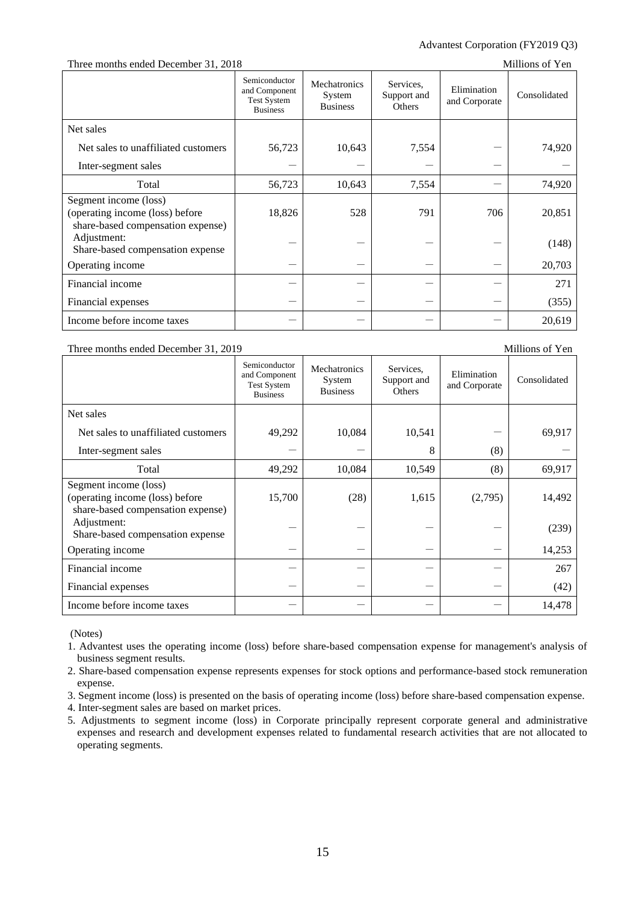Three months ended December 31, 2018 | Millions of Yen

| | Semiconductor and Component Test System Business | Mechatronics System Business | Services, Support and Others | Elimination and Corporate | Consolidated |
|---|---|---|---|---|---|
| Net sales | | | | | |
| Net sales to unaffiliated customers | 56,723 | 10,643 | 7,554 | ― | 74,920 |
| Inter-segment sales | ― | ― | ― | ― | ― |
| Total | 56,723 | 10,643 | 7,554 | ― | 74,920 |
| Segment income (loss) (operating income (loss) before share-based compensation expense) | 18,826 | 528 | 791 | 706 | 20,851 |
| Adjustment: Share-based compensation expense | ― | ― | ― | ― | (148) |
| Operating income | ― | ― | ― | ― | 20,703 |
| Financial income | ― | ― | ― | ― | 271 |
| Financial expenses | ― | ― | ― | ― | (355) |
| Income before income taxes | ― | ― | ― | ― | 20,619 |

Three months ended December 31, 2019 | Millions of Yen

| | Semiconductor and Component Test System Business | Mechatronics System Business | Services, Support and Others | Elimination and Corporate | Consolidated |
|---|---|---|---|---|---|
| Net sales | | | | | |
| Net sales to unaffiliated customers | 49,292 | 10,084 | 10,541 | ― | 69,917 |
| Inter-segment sales | ― | ― | 8 | (8) | ― |
| Total | 49,292 | 10,084 | 10,549 | (8) | 69,917 |
| Segment income (loss) (operating income (loss) before share-based compensation expense) | 15,700 | (28) | 1,615 | (2,795) | 14,492 |
| Adjustment: Share-based compensation expense | ― | ― | ― | ― | (239) |
| Operating income | ― | ― | ― | ― | 14,253 |
| Financial income | ― | ― | ― | ― | 267 |
| Financial expenses | ― | ― | ― | ― | (42) |
| Income before income taxes | ― | ― | ― | ― | 14,478 |

(Notes)

1. Advantest uses the operating income (loss) before share-based compensation expense for management's analysis of business segment results.
2. Share-based compensation expense represents expenses for stock options and performance-based stock remuneration expense.
3. Segment income (loss) is presented on the basis of operating income (loss) before share-based compensation expense.
4. Inter-segment sales are based on market prices.
5. Adjustments to segment income (loss) in Corporate principally represent corporate general and administrative expenses and research and development expenses related to fundamental research activities that are not allocated to operating segments.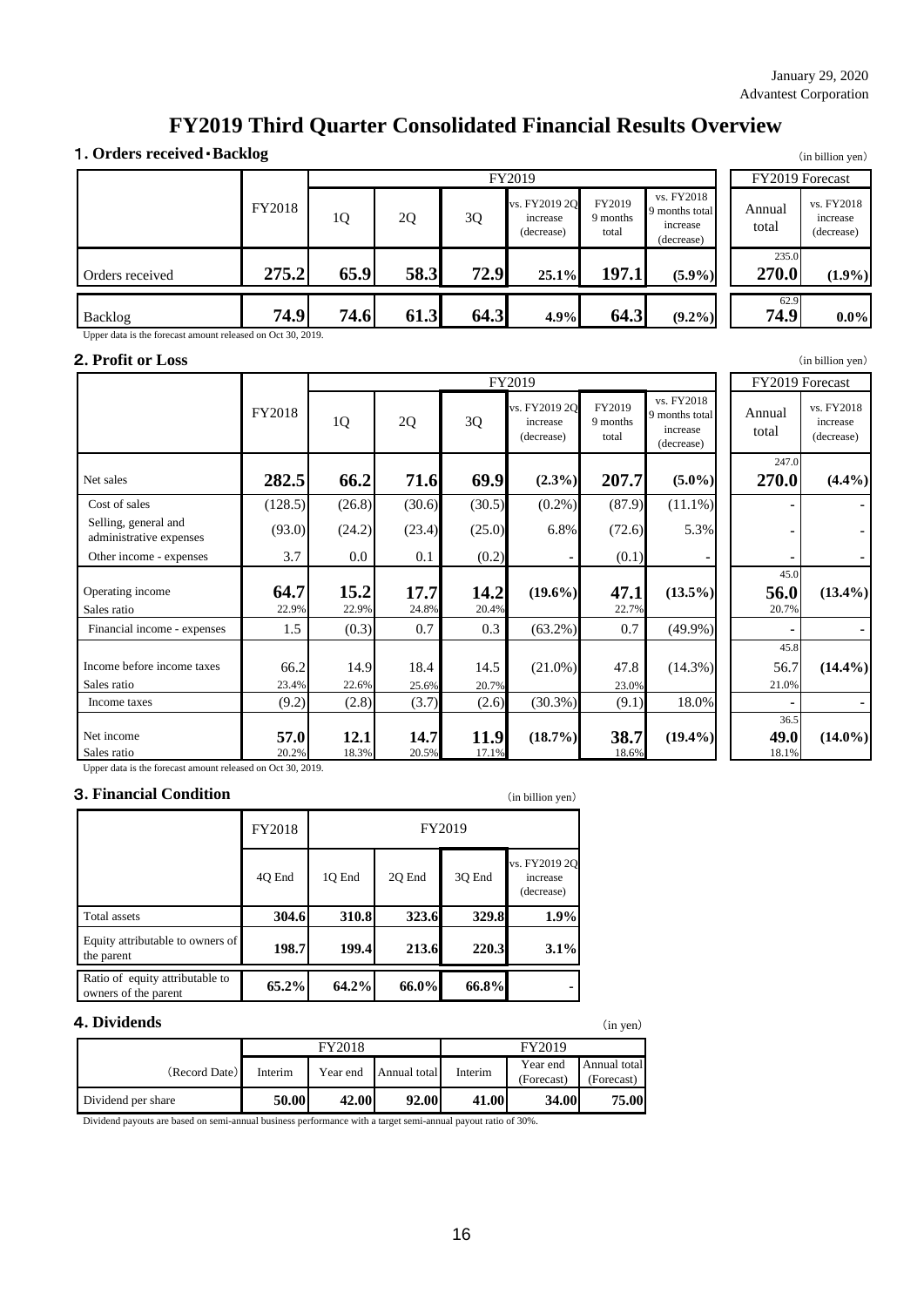January 29, 2020
Advantest Corporation

# FY2019 Third Quarter Consolidated Financial Results Overview

## 1. Orders received・Backlog

(in billion yen)

| | FY2018 | FY2019 | | | | | | FY2019 Forecast | |
|---|---|---|---|---|---|---|---|---|---|
| | | 1Q | 2Q | 3Q | vs. FY2019 2Q increase (decrease) | FY2019 9 months total | vs. FY2018 9 months total increase (decrease) | Annual total | vs. FY2018 increase (decrease) |
| Orders received | **275.2** | **65.9** | **58.3** | **72.9** | **25.1%** | **197.1** | **(5.9%)** | 235.0<br>**270.0** | **(1.9%)** |
| Backlog | **74.9** | **74.6** | **61.3** | **64.3** | **4.9%** | **64.3** | **(9.2%)** | 62.9<br>**74.9** | **0.0%** |

Upper data is the forecast amount released on Oct 30, 2019.

## 2. Profit or Loss

(in billion yen)

| | FY2018 | FY2019 | | | | | | FY2019 Forecast | |
|---|---|---|---|---|---|---|---|---|---|
| | | 1Q | 2Q | 3Q | vs. FY2019 2Q increase (decrease) | FY2019 9 months total | vs. FY2018 9 months total increase (decrease) | Annual total | vs. FY2018 increase (decrease) |
| Net sales | **282.5** | **66.2** | **71.6** | **69.9** | **(2.3%)** | **207.7** | **(5.0%)** | 247.0<br>**270.0** | **(4.4%)** |
| Cost of sales | (128.5) | (26.8) | (30.6) | (30.5) | (0.2%) | (87.9) | (11.1%) | - | - |
| Selling, general and administrative expenses | (93.0) | (24.2) | (23.4) | (25.0) | 6.8% | (72.6) | 5.3% | - | - |
| Other income - expenses | 3.7 | 0.0 | 0.1 | (0.2) | - | (0.1) | - | - | - |
| Operating income | **64.7** | **15.2** | **17.7** | **14.2** | **(19.6%)** | **47.1** | **(13.5%)** | 45.0<br>**56.0** | **(13.4%)** |
| Sales ratio | 22.9% | 22.9% | 24.8% | 20.4% | | 22.7% | | 20.7% | |
| Financial income - expenses | 1.5 | (0.3) | 0.7 | 0.3 | (63.2%) | 0.7 | (49.9%) | - | - |
| Income before income taxes | 66.2 | 14.9 | 18.4 | 14.5 | (21.0%) | 47.8 | (14.3%) | 45.8<br>56.7 | **(14.4%)** |
| Sales ratio | 23.4% | 22.6% | 25.6% | 20.7% | | 23.0% | | 21.0% | |
| Income taxes | (9.2) | (2.8) | (3.7) | (2.6) | (30.3%) | (9.1) | 18.0% | - | - |
| Net income | **57.0** | **12.1** | **14.7** | **11.9** | **(18.7%)** | **38.7** | **(19.4%)** | 36.5<br>**49.0** | **(14.0%)** |
| Sales ratio | 20.2% | 18.3% | 20.5% | 17.1% | | 18.6% | | 18.1% | |

Upper data is the forecast amount released on Oct 30, 2019.

## 3. Financial Condition

(in billion yen)

| | FY2018 | FY2019 | | | |
|---|---|---|---|---|---|
| | 4Q End | 1Q End | 2Q End | 3Q End | vs. FY2019 2Q increase (decrease) |
| Total assets | **304.6** | **310.8** | **323.6** | **329.8** | **1.9%** |
| Equity attributable to owners of the parent | **198.7** | **199.4** | **213.6** | **220.3** | **3.1%** |
| Ratio of equity attributable to owners of the parent | **65.2%** | **64.2%** | **66.0%** | **66.8%** | **-** |

## 4. Dividends

(in yen)

| | FY2018 | | | FY2019 | | |
|---|---|---|---|---|---|---|
| (Record Date) | Interim | Year end | Annual total | Interim | Year end (Forecast) | Annual total (Forecast) |
| Dividend per share | **50.00** | **42.00** | **92.00** | **41.00** | **34.00** | **75.00** |

Dividend payouts are based on semi-annual business performance with a target semi-annual payout ratio of 30%.